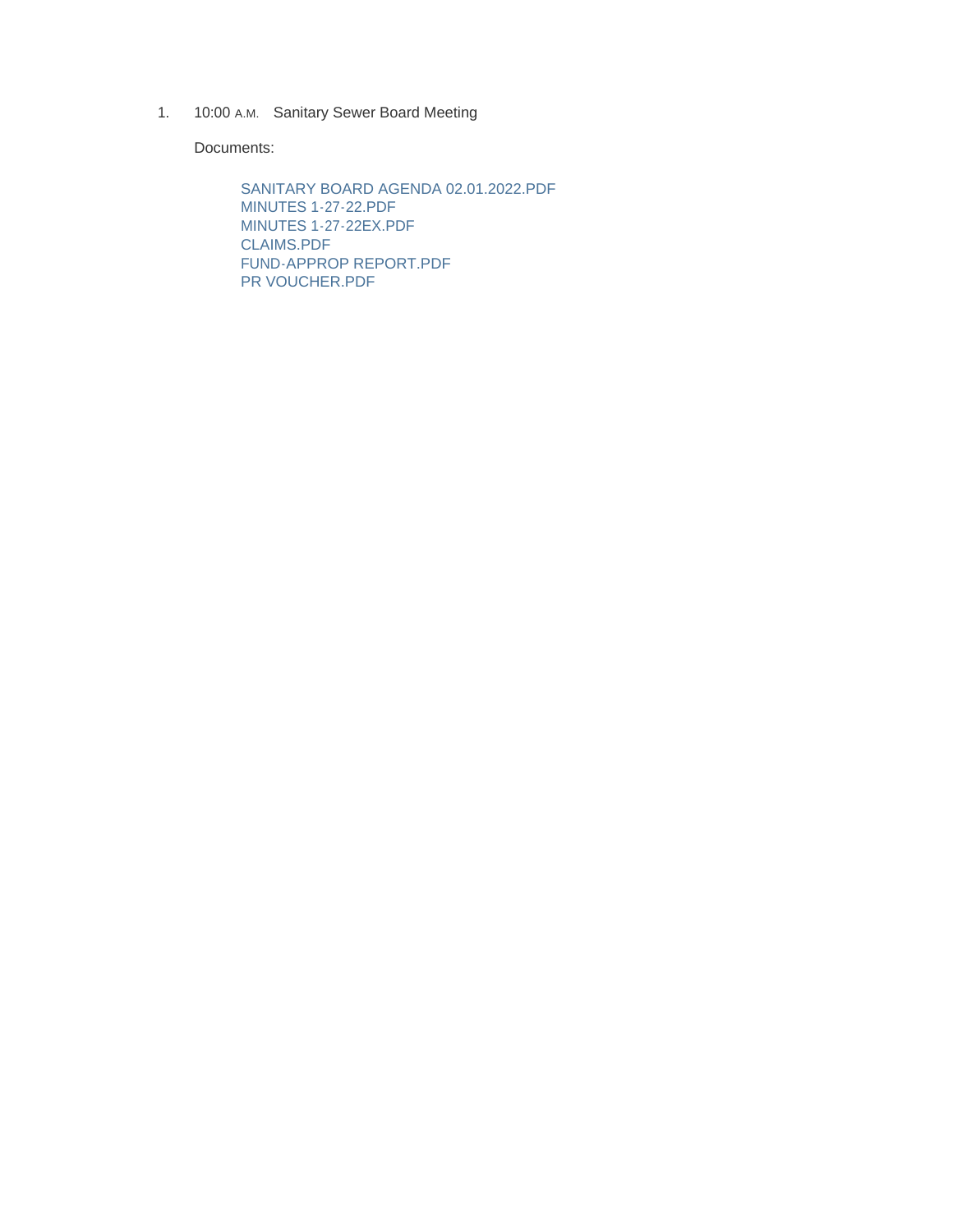1. 10:00 A.M. Sanitary Sewer Board Meeting

   Documents:

   - SANITARY BOARD AGENDA 02.01.2022.PDF
   - MINUTES 1-27-22.PDF
   - MINUTES 1-27-22EX.PDF
   - CLAIMS.PDF
   - FUND-APPROP REPORT.PDF
   - PR VOUCHER.PDF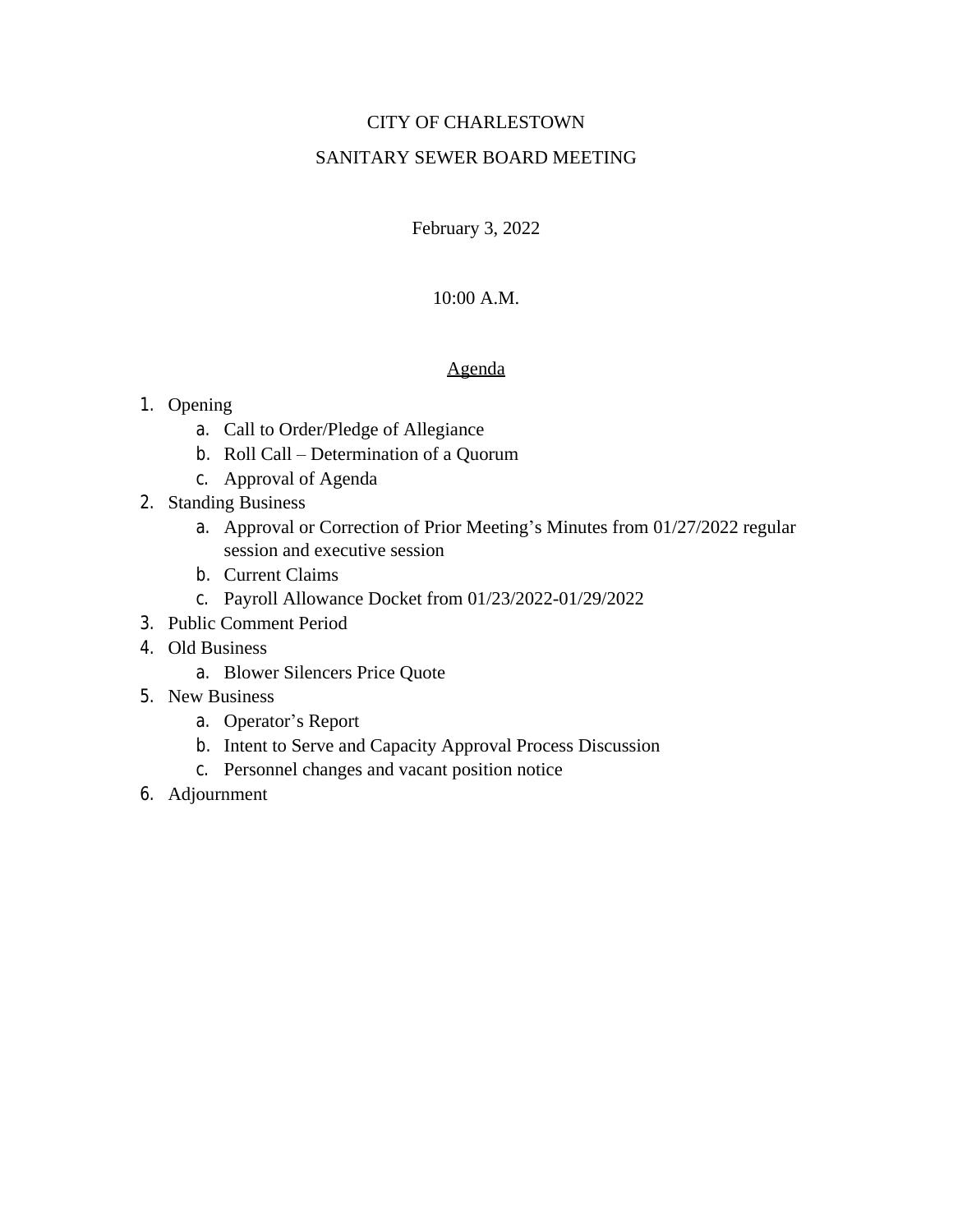# CITY OF CHARLESTOWN

## SANITARY SEWER BOARD MEETING

February 3, 2022

10:00 A.M.

## Agenda

1. Opening
   a. Call to Order/Pledge of Allegiance
   b. Roll Call – Determination of a Quorum
   c. Approval of Agenda
2. Standing Business
   a. Approval or Correction of Prior Meeting's Minutes from 01/27/2022 regular session and executive session
   b. Current Claims
   c. Payroll Allowance Docket from 01/23/2022-01/29/2022
3. Public Comment Period
4. Old Business
   a. Blower Silencers Price Quote
5. New Business
   a. Operator's Report
   b. Intent to Serve and Capacity Approval Process Discussion
   c. Personnel changes and vacant position notice
6. Adjournment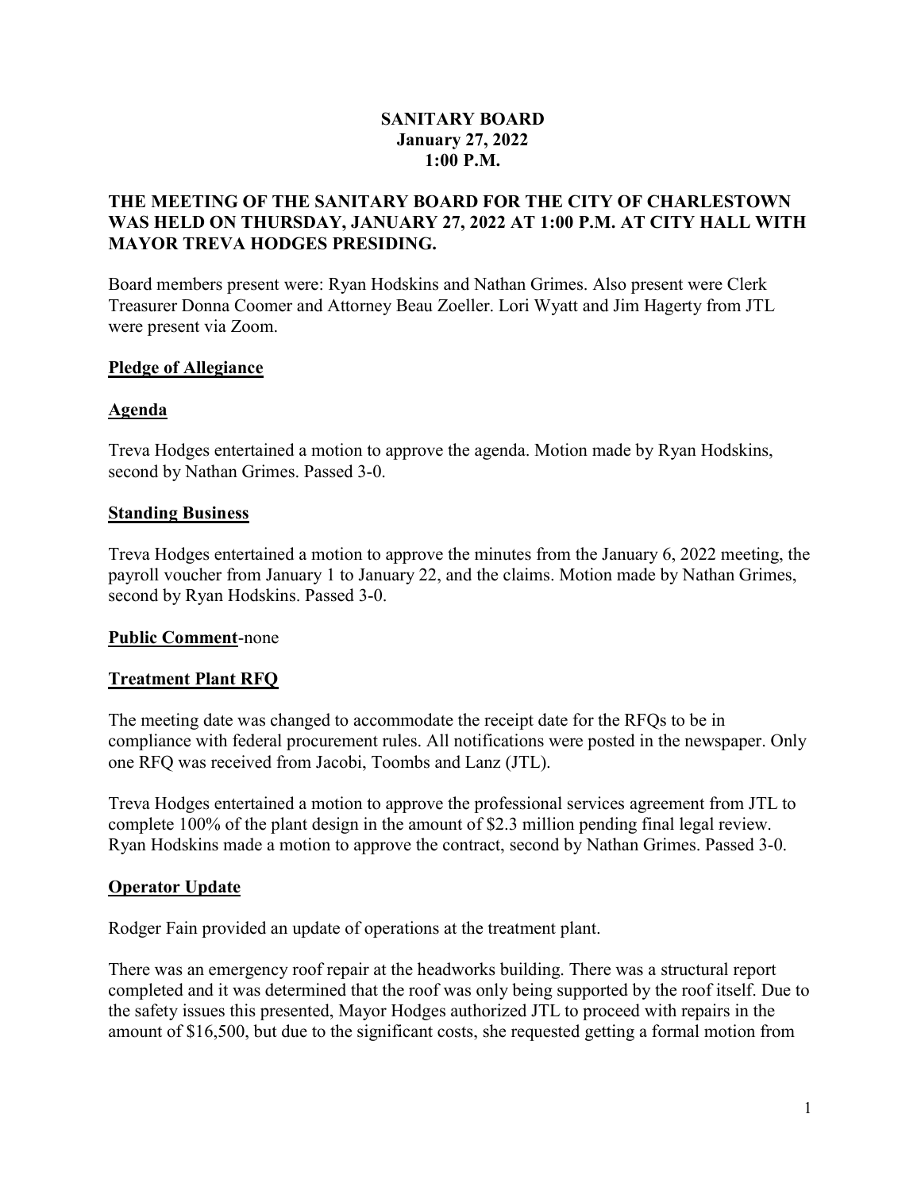**SANITARY BOARD**
**January 27, 2022**
**1:00 P.M.**

**THE MEETING OF THE SANITARY BOARD FOR THE CITY OF CHARLESTOWN WAS HELD ON THURSDAY, JANUARY 27, 2022 AT 1:00 P.M. AT CITY HALL WITH MAYOR TREVA HODGES PRESIDING.**

Board members present were: Ryan Hodskins and Nathan Grimes. Also present were Clerk Treasurer Donna Coomer and Attorney Beau Zoeller. Lori Wyatt and Jim Hagerty from JTL were present via Zoom.

**Pledge of Allegiance**

**Agenda**

Treva Hodges entertained a motion to approve the agenda. Motion made by Ryan Hodskins, second by Nathan Grimes. Passed 3-0.

**Standing Business**

Treva Hodges entertained a motion to approve the minutes from the January 6, 2022 meeting, the payroll voucher from January 1 to January 22, and the claims. Motion made by Nathan Grimes, second by Ryan Hodskins. Passed 3-0.

**Public Comment**-none

**Treatment Plant RFQ**

The meeting date was changed to accommodate the receipt date for the RFQs to be in compliance with federal procurement rules. All notifications were posted in the newspaper. Only one RFQ was received from Jacobi, Toombs and Lanz (JTL).

Treva Hodges entertained a motion to approve the professional services agreement from JTL to complete 100% of the plant design in the amount of $2.3 million pending final legal review. Ryan Hodskins made a motion to approve the contract, second by Nathan Grimes. Passed 3-0.

**Operator Update**

Rodger Fain provided an update of operations at the treatment plant.

There was an emergency roof repair at the headworks building. There was a structural report completed and it was determined that the roof was only being supported by the roof itself. Due to the safety issues this presented, Mayor Hodges authorized JTL to proceed with repairs in the amount of $16,500, but due to the significant costs, she requested getting a formal motion from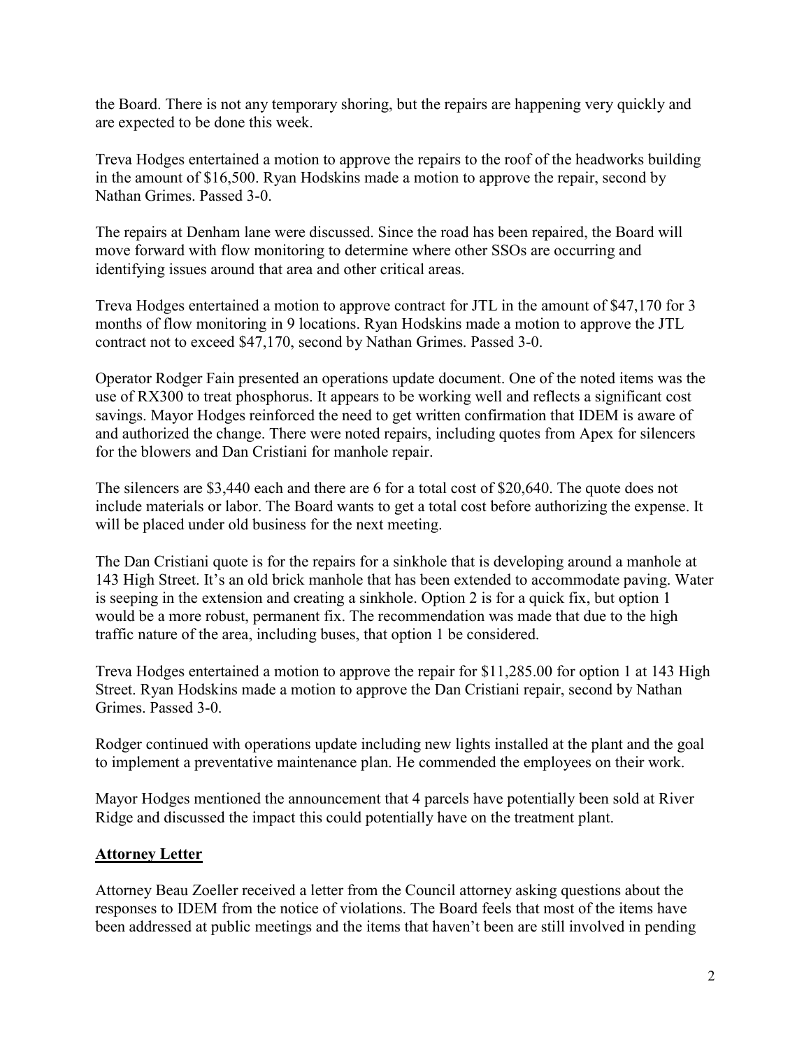the Board. There is not any temporary shoring, but the repairs are happening very quickly and are expected to be done this week.

Treva Hodges entertained a motion to approve the repairs to the roof of the headworks building in the amount of $16,500. Ryan Hodskins made a motion to approve the repair, second by Nathan Grimes. Passed 3-0.

The repairs at Denham lane were discussed. Since the road has been repaired, the Board will move forward with flow monitoring to determine where other SSOs are occurring and identifying issues around that area and other critical areas.

Treva Hodges entertained a motion to approve contract for JTL in the amount of $47,170 for 3 months of flow monitoring in 9 locations. Ryan Hodskins made a motion to approve the JTL contract not to exceed $47,170, second by Nathan Grimes. Passed 3-0.

Operator Rodger Fain presented an operations update document. One of the noted items was the use of RX300 to treat phosphorus. It appears to be working well and reflects a significant cost savings. Mayor Hodges reinforced the need to get written confirmation that IDEM is aware of and authorized the change. There were noted repairs, including quotes from Apex for silencers for the blowers and Dan Cristiani for manhole repair.

The silencers are $3,440 each and there are 6 for a total cost of $20,640. The quote does not include materials or labor. The Board wants to get a total cost before authorizing the expense. It will be placed under old business for the next meeting.

The Dan Cristiani quote is for the repairs for a sinkhole that is developing around a manhole at 143 High Street. It's an old brick manhole that has been extended to accommodate paving. Water is seeping in the extension and creating a sinkhole. Option 2 is for a quick fix, but option 1 would be a more robust, permanent fix. The recommendation was made that due to the high traffic nature of the area, including buses, that option 1 be considered.

Treva Hodges entertained a motion to approve the repair for $11,285.00 for option 1 at 143 High Street. Ryan Hodskins made a motion to approve the Dan Cristiani repair, second by Nathan Grimes. Passed 3-0.

Rodger continued with operations update including new lights installed at the plant and the goal to implement a preventative maintenance plan. He commended the employees on their work.

Mayor Hodges mentioned the announcement that 4 parcels have potentially been sold at River Ridge and discussed the impact this could potentially have on the treatment plant.

## **Attorney Letter**

Attorney Beau Zoeller received a letter from the Council attorney asking questions about the responses to IDEM from the notice of violations. The Board feels that most of the items have been addressed at public meetings and the items that haven't been are still involved in pending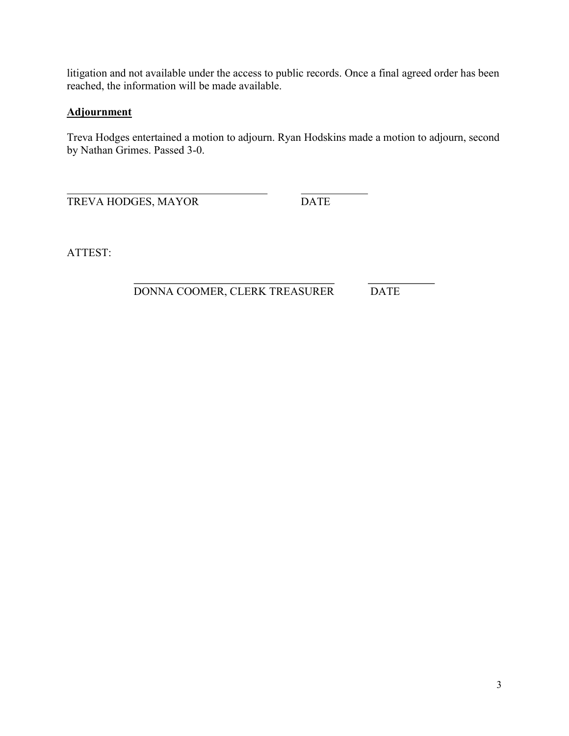litigation and not available under the access to public records. Once a final agreed order has been reached, the information will be made available.

## Adjournment

Treva Hodges entertained a motion to adjourn. Ryan Hodskins made a motion to adjourn, second by Nathan Grimes. Passed 3-0.

_____________________________________ ____________
TREVA HODGES, MAYOR DATE

ATTEST:

_____________________________________ ____________
DONNA COOMER, CLERK TREASURER DATE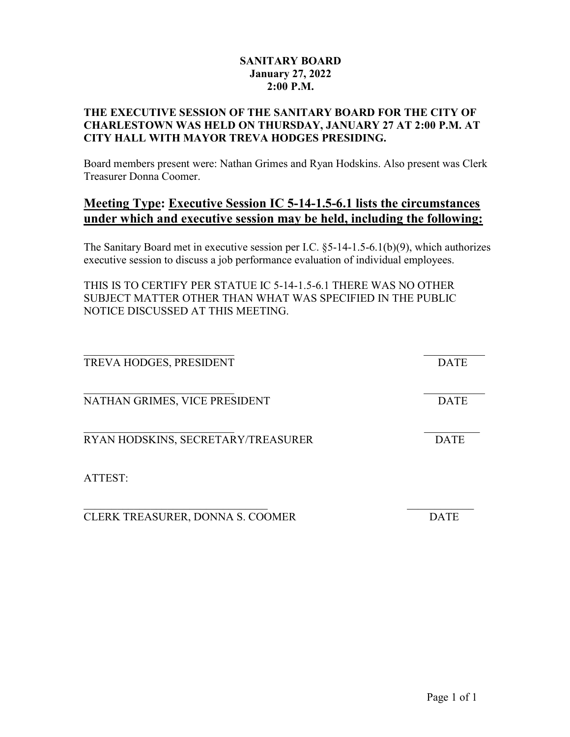**SANITARY BOARD**
**January 27, 2022**
**2:00 P.M.**

**THE EXECUTIVE SESSION OF THE SANITARY BOARD FOR THE CITY OF CHARLESTOWN WAS HELD ON THURSDAY, JANUARY 27 AT 2:00 P.M. AT CITY HALL WITH MAYOR TREVA HODGES PRESIDING.**

Board members present were: Nathan Grimes and Ryan Hodskins. Also present was Clerk Treasurer Donna Coomer.

## Meeting Type: Executive Session IC 5-14-1.5-6.1 lists the circumstances under which and executive session may be held, including the following:

The Sanitary Board met in executive session per I.C. §5-14-1.5-6.1(b)(9), which authorizes executive session to discuss a job performance evaluation of individual employees.

THIS IS TO CERTIFY PER STATUE IC 5-14-1.5-6.1 THERE WAS NO OTHER SUBJECT MATTER OTHER THAN WHAT WAS SPECIFIED IN THE PUBLIC NOTICE DISCUSSED AT THIS MEETING.

\_\_\_\_\_\_\_\_\_\_\_\_\_\_\_\_\_\_\_\_\_\_\_\_\_\_ \_\_\_\_\_\_\_\_\_\_
TREVA HODGES, PRESIDENT DATE

\_\_\_\_\_\_\_\_\_\_\_\_\_\_\_\_\_\_\_\_\_\_\_\_\_\_ \_\_\_\_\_\_\_\_\_\_
NATHAN GRIMES, VICE PRESIDENT DATE

\_\_\_\_\_\_\_\_\_\_\_\_\_\_\_\_\_\_\_\_\_\_\_\_\_\_ \_\_\_\_\_\_\_\_\_\_
RYAN HODSKINS, SECRETARY/TREASURER DATE

ATTEST:

\_\_\_\_\_\_\_\_\_\_\_\_\_\_\_\_\_\_\_\_\_\_\_\_\_\_\_\_\_\_\_\_ \_\_\_\_\_\_\_\_\_\_
CLERK TREASURER, DONNA S. COOMER DATE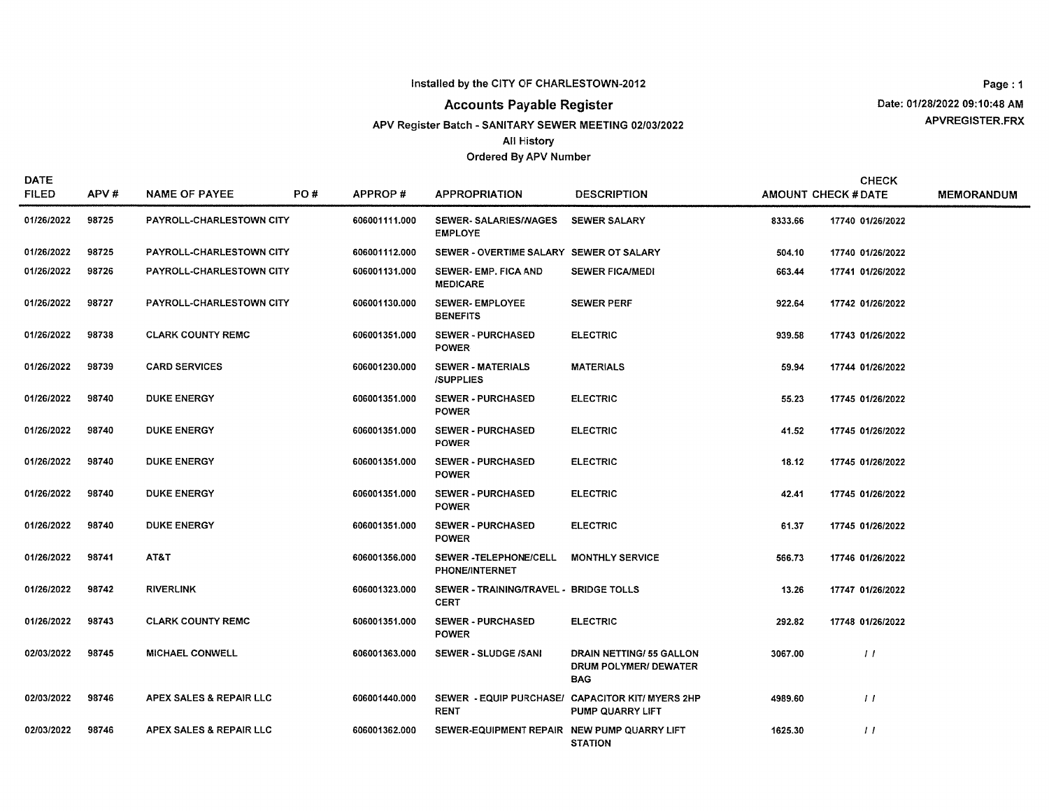Installed by the CITY OF CHARLESTOWN-2012

# Accounts Payable Register

APV Register Batch - SANITARY SEWER MEETING 02/03/2022

All History

Ordered By APV Number

Date: 01/28/2022 09:10:48 AM

APVREGISTER.FRX

| DATE FILED | APV # | NAME OF PAYEE | PO # | APPROP # | APPROPRIATION | DESCRIPTION | AMOUNT | CHECK # | CHECK DATE | MEMORANDUM |
|---|---|---|---|---|---|---|---|---|---|---|
| 01/26/2022 | 98725 | PAYROLL-CHARLESTOWN CITY | | 606001111.000 | SEWER- SALARIES/WAGES EMPLOYE | SEWER SALARY | 8333.66 | 17740 | 01/26/2022 | |
| 01/26/2022 | 98725 | PAYROLL-CHARLESTOWN CITY | | 606001112.000 | SEWER - OVERTIME SALARY | SEWER OT SALARY | 504.10 | 17740 | 01/26/2022 | |
| 01/26/2022 | 98726 | PAYROLL-CHARLESTOWN CITY | | 606001131.000 | SEWER- EMP. FICA AND MEDICARE | SEWER FICA/MEDI | 663.44 | 17741 | 01/26/2022 | |
| 01/26/2022 | 98727 | PAYROLL-CHARLESTOWN CITY | | 606001130.000 | SEWER- EMPLOYEE BENEFITS | SEWER PERF | 922.64 | 17742 | 01/26/2022 | |
| 01/26/2022 | 98738 | CLARK COUNTY REMC | | 606001351.000 | SEWER - PURCHASED POWER | ELECTRIC | 939.58 | 17743 | 01/26/2022 | |
| 01/26/2022 | 98739 | CARD SERVICES | | 606001230.000 | SEWER - MATERIALS /SUPPLIES | MATERIALS | 59.94 | 17744 | 01/26/2022 | |
| 01/26/2022 | 98740 | DUKE ENERGY | | 606001351.000 | SEWER - PURCHASED POWER | ELECTRIC | 55.23 | 17745 | 01/26/2022 | |
| 01/26/2022 | 98740 | DUKE ENERGY | | 606001351.000 | SEWER - PURCHASED POWER | ELECTRIC | 41.52 | 17745 | 01/26/2022 | |
| 01/26/2022 | 98740 | DUKE ENERGY | | 606001351.000 | SEWER - PURCHASED POWER | ELECTRIC | 18.12 | 17745 | 01/26/2022 | |
| 01/26/2022 | 98740 | DUKE ENERGY | | 606001351.000 | SEWER - PURCHASED POWER | ELECTRIC | 42.41 | 17745 | 01/26/2022 | |
| 01/26/2022 | 98740 | DUKE ENERGY | | 606001351.000 | SEWER - PURCHASED POWER | ELECTRIC | 61.37 | 17745 | 01/26/2022 | |
| 01/26/2022 | 98741 | AT&T | | 606001356.000 | SEWER -TELEPHONE/CELL PHONE/INTERNET | MONTHLY SERVICE | 566.73 | 17746 | 01/26/2022 | |
| 01/26/2022 | 98742 | RIVERLINK | | 606001323.000 | SEWER - TRAINING/TRAVEL - CERT | BRIDGE TOLLS | 13.26 | 17747 | 01/26/2022 | |
| 01/26/2022 | 98743 | CLARK COUNTY REMC | | 606001351.000 | SEWER - PURCHASED POWER | ELECTRIC | 292.82 | 17748 | 01/26/2022 | |
| 02/03/2022 | 98745 | MICHAEL CONWELL | | 606001363.000 | SEWER - SLUDGE /SANI | DRAIN NETTING/ 55 GALLON DRUM POLYMER/ DEWATER BAG | 3067.00 | | / / | |
| 02/03/2022 | 98746 | APEX SALES & REPAIR LLC | | 606001440.000 | SEWER - EQUIP PURCHASE/ RENT | CAPACITOR KIT/ MYERS 2HP PUMP QUARRY LIFT | 4989.60 | | / / | |
| 02/03/2022 | 98746 | APEX SALES & REPAIR LLC | | 606001362.000 | SEWER-EQUIPMENT REPAIR | NEW PUMP QUARRY LIFT STATION | 1625.30 | | / / | |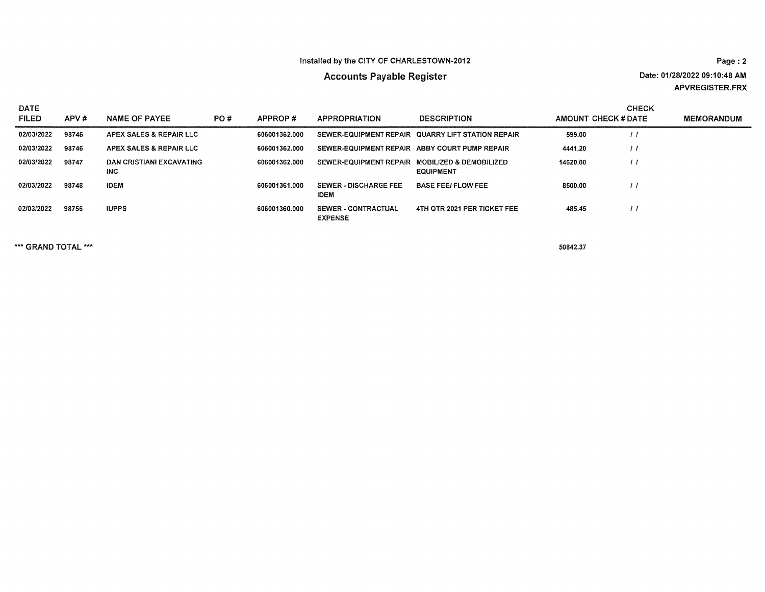Installed by the CITY OF CHARLESTOWN-2012

# Accounts Payable Register

Date: 01/28/2022 09:10:48 AM
APVREGISTER.FRX

| DATE FILED | APV # | NAME OF PAYEE | PO # | APPROP # | APPROPRIATION | DESCRIPTION | AMOUNT | CHECK # | CHECK DATE | MEMORANDUM |
|---|---|---|---|---|---|---|---|---|---|---|
| 02/03/2022 | 98746 | APEX SALES & REPAIR LLC | | 606001362.000 | SEWER-EQUIPMENT REPAIR | QUARRY LIFT STATION REPAIR | 599.00 | | / / | |
| 02/03/2022 | 98746 | APEX SALES & REPAIR LLC | | 606001362.000 | SEWER-EQUIPMENT REPAIR | ABBY COURT PUMP REPAIR | 4441.20 | | / / | |
| 02/03/2022 | 98747 | DAN CRISTIANI EXCAVATING INC | | 606001362.000 | SEWER-EQUIPMENT REPAIR | MOBILIZED & DEMOBILIZED EQUIPMENT | 14620.00 | | / / | |
| 02/03/2022 | 98748 | IDEM | | 606001361.000 | SEWER - DISCHARGE FEE IDEM | BASE FEE/ FLOW FEE | 8500.00 | | / / | |
| 02/03/2022 | 98756 | IUPPS | | 606001360.000 | SEWER - CONTRACTUAL EXPENSE | 4TH QTR 2021 PER TICKET FEE | 485.45 | | / / | |

*** GRAND TOTAL *** 50842.37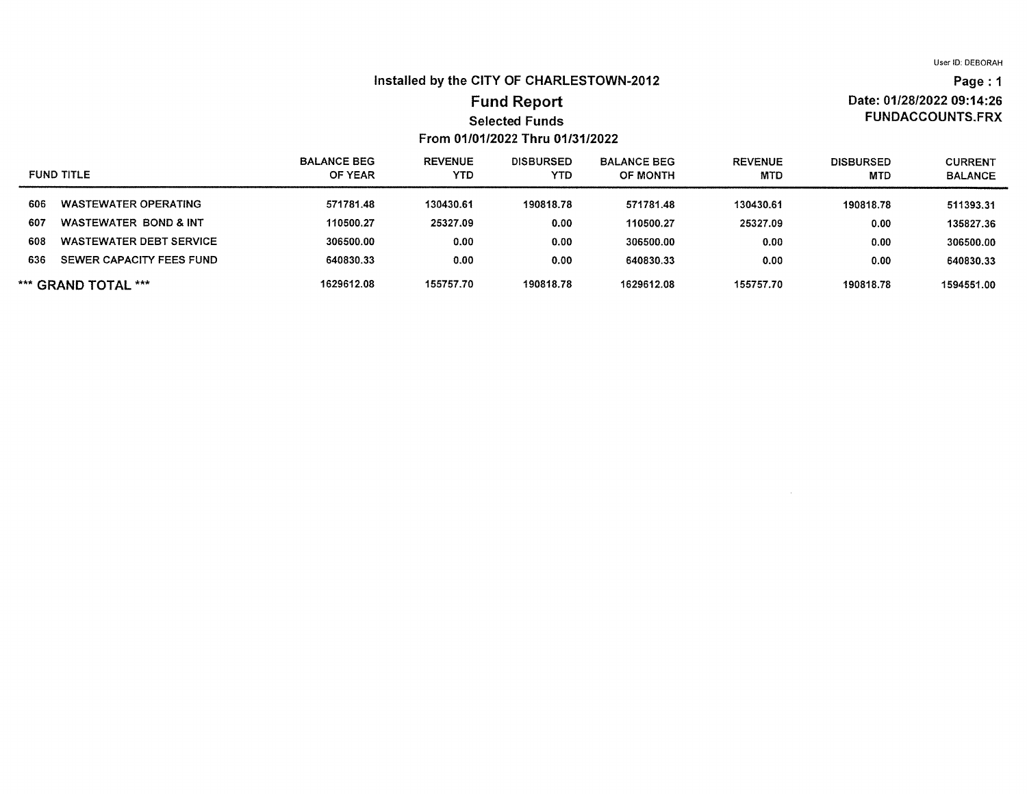User ID: DEBORAH

**Installed by the CITY OF CHARLESTOWN-2012**

**Page : 1**

# Fund Report

**Date: 01/28/2022 09:14:26**

**FUNDACCOUNTS.FRX**

## Selected Funds

**From 01/01/2022 Thru 01/31/2022**

| FUND | TITLE | BALANCE BEG OF YEAR | REVENUE YTD | DISBURSED YTD | BALANCE BEG OF MONTH | REVENUE MTD | DISBURSED MTD | CURRENT BALANCE |
|---|---|---|---|---|---|---|---|---|
| 606 | WASTEWATER OPERATING | 571781.48 | 130430.61 | 190818.78 | 571781.48 | 130430.61 | 190818.78 | 511393.31 |
| 607 | WASTEWATER BOND & INT | 110500.27 | 25327.09 | 0.00 | 110500.27 | 25327.09 | 0.00 | 135827.36 |
| 608 | WASTEWATER DEBT SERVICE | 306500.00 | 0.00 | 0.00 | 306500.00 | 0.00 | 0.00 | 306500.00 |
| 636 | SEWER CAPACITY FEES FUND | 640830.33 | 0.00 | 0.00 | 640830.33 | 0.00 | 0.00 | 640830.33 |
| *** GRAND TOTAL *** | | 1629612.08 | 155757.70 | 190818.78 | 1629612.08 | 155757.70 | 190818.78 | 1594551.00 |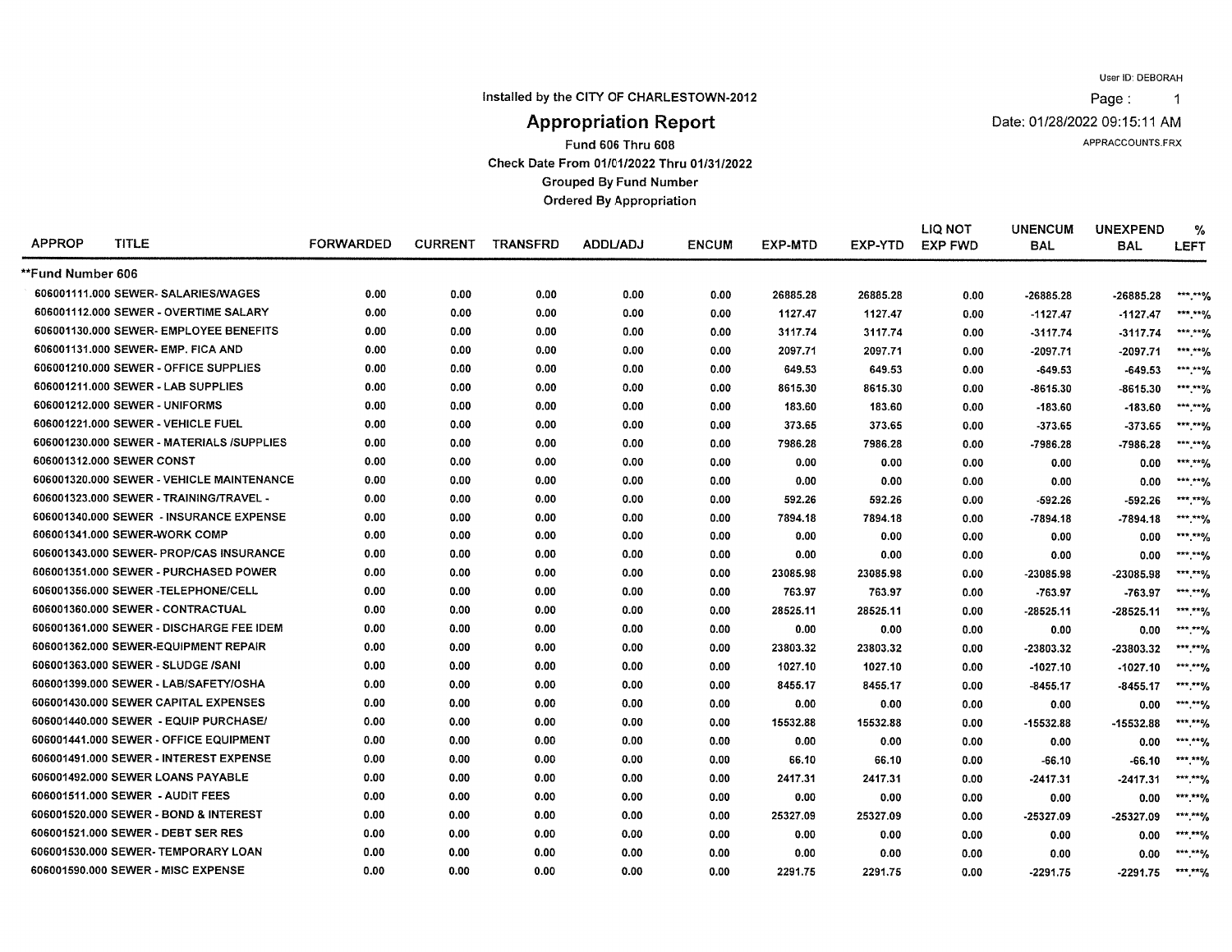User ID: DEBORAH

Installed by the CITY OF CHARLESTOWN-2012

# Appropriation Report

Date: 01/28/2022 09:15:11 AM

APPRACCOUNTS.FRX

Fund 606 Thru 608

Check Date From 01/01/2022 Thru 01/31/2022

Grouped By Fund Number

Ordered By Appropriation

| APPROP | TITLE | FORWARDED | CURRENT | TRANSFRD | ADDL/ADJ | ENCUM | EXP-MTD | EXP-YTD | LIQ NOT EXP FWD | UNENCUM BAL | UNEXPEND BAL | % LEFT |
|---|---|---|---|---|---|---|---|---|---|---|---|---|
| **Fund Number 606** | | | | | | | | | | | | |
| 606001111.000 | SEWER- SALARIES/WAGES | 0.00 | 0.00 | 0.00 | 0.00 | 0.00 | 26885.28 | 26885.28 | 0.00 | -26885.28 | -26885.28 | \*\*\*.\*\*% |
| 606001112.000 | SEWER - OVERTIME SALARY | 0.00 | 0.00 | 0.00 | 0.00 | 0.00 | 1127.47 | 1127.47 | 0.00 | -1127.47 | -1127.47 | \*\*\*.\*\*% |
| 606001130.000 | SEWER- EMPLOYEE BENEFITS | 0.00 | 0.00 | 0.00 | 0.00 | 0.00 | 3117.74 | 3117.74 | 0.00 | -3117.74 | -3117.74 | \*\*\*.\*\*% |
| 606001131.000 | SEWER- EMP. FICA AND | 0.00 | 0.00 | 0.00 | 0.00 | 0.00 | 2097.71 | 2097.71 | 0.00 | -2097.71 | -2097.71 | \*\*\*.\*\*% |
| 606001210.000 | SEWER - OFFICE SUPPLIES | 0.00 | 0.00 | 0.00 | 0.00 | 0.00 | 649.53 | 649.53 | 0.00 | -649.53 | -649.53 | \*\*\*.\*\*% |
| 606001211.000 | SEWER - LAB SUPPLIES | 0.00 | 0.00 | 0.00 | 0.00 | 0.00 | 8615.30 | 8615.30 | 0.00 | -8615.30 | -8615.30 | \*\*\*.\*\*% |
| 606001212.000 | SEWER - UNIFORMS | 0.00 | 0.00 | 0.00 | 0.00 | 0.00 | 183.60 | 183.60 | 0.00 | -183.60 | -183.60 | \*\*\*.\*\*% |
| 606001221.000 | SEWER - VEHICLE FUEL | 0.00 | 0.00 | 0.00 | 0.00 | 0.00 | 373.65 | 373.65 | 0.00 | -373.65 | -373.65 | \*\*\*.\*\*% |
| 606001230.000 | SEWER - MATERIALS /SUPPLIES | 0.00 | 0.00 | 0.00 | 0.00 | 0.00 | 7986.28 | 7986.28 | 0.00 | -7986.28 | -7986.28 | \*\*\*.\*\*% |
| 606001312.000 | SEWER CONST | 0.00 | 0.00 | 0.00 | 0.00 | 0.00 | 0.00 | 0.00 | 0.00 | 0.00 | 0.00 | \*\*\*.\*\*% |
| 606001320.000 | SEWER - VEHICLE MAINTENANCE | 0.00 | 0.00 | 0.00 | 0.00 | 0.00 | 0.00 | 0.00 | 0.00 | 0.00 | 0.00 | \*\*\*.\*\*% |
| 606001323.000 | SEWER - TRAINING/TRAVEL - | 0.00 | 0.00 | 0.00 | 0.00 | 0.00 | 592.26 | 592.26 | 0.00 | -592.26 | -592.26 | \*\*\*.\*\*% |
| 606001340.000 | SEWER - INSURANCE EXPENSE | 0.00 | 0.00 | 0.00 | 0.00 | 0.00 | 7894.18 | 7894.18 | 0.00 | -7894.18 | -7894.18 | \*\*\*.\*\*% |
| 606001341.000 | SEWER-WORK COMP | 0.00 | 0.00 | 0.00 | 0.00 | 0.00 | 0.00 | 0.00 | 0.00 | 0.00 | 0.00 | \*\*\*.\*\*% |
| 606001343.000 | SEWER- PROP/CAS INSURANCE | 0.00 | 0.00 | 0.00 | 0.00 | 0.00 | 0.00 | 0.00 | 0.00 | 0.00 | 0.00 | \*\*\*.\*\*% |
| 606001351.000 | SEWER - PURCHASED POWER | 0.00 | 0.00 | 0.00 | 0.00 | 0.00 | 23085.98 | 23085.98 | 0.00 | -23085.98 | -23085.98 | \*\*\*.\*\*% |
| 606001356.000 | SEWER -TELEPHONE/CELL | 0.00 | 0.00 | 0.00 | 0.00 | 0.00 | 763.97 | 763.97 | 0.00 | -763.97 | -763.97 | \*\*\*.\*\*% |
| 606001360.000 | SEWER - CONTRACTUAL | 0.00 | 0.00 | 0.00 | 0.00 | 0.00 | 28525.11 | 28525.11 | 0.00 | -28525.11 | -28525.11 | \*\*\*.\*\*% |
| 606001361.000 | SEWER - DISCHARGE FEE IDEM | 0.00 | 0.00 | 0.00 | 0.00 | 0.00 | 0.00 | 0.00 | 0.00 | 0.00 | 0.00 | \*\*\*.\*\*% |
| 606001362.000 | SEWER-EQUIPMENT REPAIR | 0.00 | 0.00 | 0.00 | 0.00 | 0.00 | 23803.32 | 23803.32 | 0.00 | -23803.32 | -23803.32 | \*\*\*.\*\*% |
| 606001363.000 | SEWER - SLUDGE /SANI | 0.00 | 0.00 | 0.00 | 0.00 | 0.00 | 1027.10 | 1027.10 | 0.00 | -1027.10 | -1027.10 | \*\*\*.\*\*% |
| 606001399.000 | SEWER - LAB/SAFETY/OSHA | 0.00 | 0.00 | 0.00 | 0.00 | 0.00 | 8455.17 | 8455.17 | 0.00 | -8455.17 | -8455.17 | \*\*\*.\*\*% |
| 606001430.000 | SEWER CAPITAL EXPENSES | 0.00 | 0.00 | 0.00 | 0.00 | 0.00 | 0.00 | 0.00 | 0.00 | 0.00 | 0.00 | \*\*\*.\*\*% |
| 606001440.000 | SEWER - EQUIP PURCHASE/ | 0.00 | 0.00 | 0.00 | 0.00 | 0.00 | 15532.88 | 15532.88 | 0.00 | -15532.88 | -15532.88 | \*\*\*.\*\*% |
| 606001441.000 | SEWER - OFFICE EQUIPMENT | 0.00 | 0.00 | 0.00 | 0.00 | 0.00 | 0.00 | 0.00 | 0.00 | 0.00 | 0.00 | \*\*\*.\*\*% |
| 606001491.000 | SEWER - INTEREST EXPENSE | 0.00 | 0.00 | 0.00 | 0.00 | 0.00 | 66.10 | 66.10 | 0.00 | -66.10 | -66.10 | \*\*\*.\*\*% |
| 606001492.000 | SEWER LOANS PAYABLE | 0.00 | 0.00 | 0.00 | 0.00 | 0.00 | 2417.31 | 2417.31 | 0.00 | -2417.31 | -2417.31 | \*\*\*.\*\*% |
| 606001511.000 | SEWER - AUDIT FEES | 0.00 | 0.00 | 0.00 | 0.00 | 0.00 | 0.00 | 0.00 | 0.00 | 0.00 | 0.00 | \*\*\*.\*\*% |
| 606001520.000 | SEWER - BOND & INTEREST | 0.00 | 0.00 | 0.00 | 0.00 | 0.00 | 25327.09 | 25327.09 | 0.00 | -25327.09 | -25327.09 | \*\*\*.\*\*% |
| 606001521.000 | SEWER - DEBT SER RES | 0.00 | 0.00 | 0.00 | 0.00 | 0.00 | 0.00 | 0.00 | 0.00 | 0.00 | 0.00 | \*\*\*.\*\*% |
| 606001530.000 | SEWER- TEMPORARY LOAN | 0.00 | 0.00 | 0.00 | 0.00 | 0.00 | 0.00 | 0.00 | 0.00 | 0.00 | 0.00 | \*\*\*.\*\*% |
| 606001590.000 | SEWER - MISC EXPENSE | 0.00 | 0.00 | 0.00 | 0.00 | 0.00 | 2291.75 | 2291.75 | 0.00 | -2291.75 | -2291.75 | \*\*\*.\*\*% |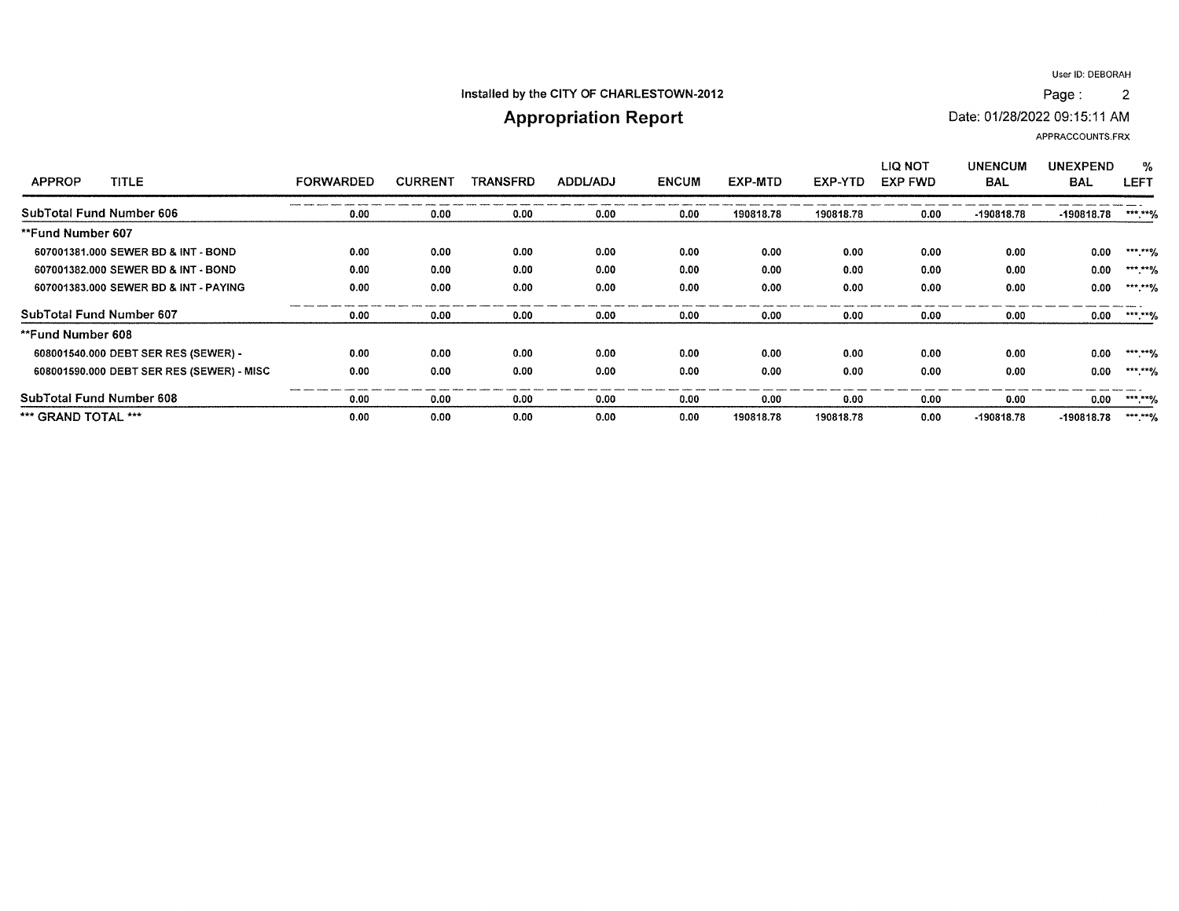Installed by the CITY OF CHARLESTOWN-2012

# Appropriation Report

User ID: DEBORAH

Date: 01/28/2022 09:15:11 AM

APPRACCOUNTS.FRX

| APPROP TITLE | FORWARDED | CURRENT | TRANSFRD | ADDL/ADJ | ENCUM | EXP-MTD | EXP-YTD | LIQ NOT EXP FWD | UNENCUM BAL | UNEXPEND BAL | % LEFT |
|---|---|---|---|---|---|---|---|---|---|---|---|
| **SubTotal Fund Number 606** | 0.00 | 0.00 | 0.00 | 0.00 | 0.00 | 190818.78 | 190818.78 | 0.00 | -190818.78 | -190818.78 | ***.**% |
| **Fund Number 607** | | | | | | | | | | | |
| 607001381.000 SEWER BD & INT - BOND | 0.00 | 0.00 | 0.00 | 0.00 | 0.00 | 0.00 | 0.00 | 0.00 | 0.00 | 0.00 | ***.**% |
| 607001382.000 SEWER BD & INT - BOND | 0.00 | 0.00 | 0.00 | 0.00 | 0.00 | 0.00 | 0.00 | 0.00 | 0.00 | 0.00 | ***.**% |
| 607001383.000 SEWER BD & INT - PAYING | 0.00 | 0.00 | 0.00 | 0.00 | 0.00 | 0.00 | 0.00 | 0.00 | 0.00 | 0.00 | ***.**% |
| **SubTotal Fund Number 607** | 0.00 | 0.00 | 0.00 | 0.00 | 0.00 | 0.00 | 0.00 | 0.00 | 0.00 | 0.00 | ***.**% |
| **Fund Number 608** | | | | | | | | | | | |
| 608001540.000 DEBT SER RES (SEWER) - | 0.00 | 0.00 | 0.00 | 0.00 | 0.00 | 0.00 | 0.00 | 0.00 | 0.00 | 0.00 | ***.**% |
| 608001590.000 DEBT SER RES (SEWER) - MISC | 0.00 | 0.00 | 0.00 | 0.00 | 0.00 | 0.00 | 0.00 | 0.00 | 0.00 | 0.00 | ***.**% |
| **SubTotal Fund Number 608** | 0.00 | 0.00 | 0.00 | 0.00 | 0.00 | 0.00 | 0.00 | 0.00 | 0.00 | 0.00 | ***.**% |
| *** GRAND TOTAL *** | 0.00 | 0.00 | 0.00 | 0.00 | 0.00 | 190818.78 | 190818.78 | 0.00 | -190818.78 | -190818.78 | ***.**% |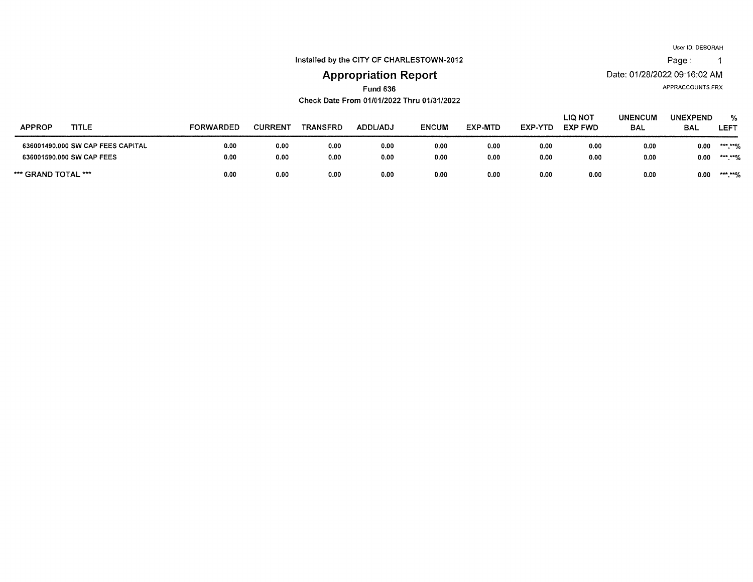User ID: DEBORAH

Installed by the CITY OF CHARLESTOWN-2012

# Appropriation Report

Date: 01/28/2022 09:16:02 AM

APPRACCOUNTS.FRX

**Fund 636**

**Check Date From 01/01/2022 Thru 01/31/2022**

| APPROP | TITLE | FORWARDED | CURRENT | TRANSFRD | ADDL/ADJ | ENCUM | EXP-MTD | EXP-YTD | LIQ NOT EXP FWD | UNENCUM BAL | UNEXPEND BAL | % LEFT |
|---|---|---|---|---|---|---|---|---|---|---|---|---|
| 636001490.000 | SW CAP FEES CAPITAL | 0.00 | 0.00 | 0.00 | 0.00 | 0.00 | 0.00 | 0.00 | 0.00 | 0.00 | 0.00 | ***.**% |
| 636001590.000 | SW CAP FEES | 0.00 | 0.00 | 0.00 | 0.00 | 0.00 | 0.00 | 0.00 | 0.00 | 0.00 | 0.00 | ***.**% |
| *** GRAND TOTAL *** | | 0.00 | 0.00 | 0.00 | 0.00 | 0.00 | 0.00 | 0.00 | 0.00 | 0.00 | 0.00 | ***.**% |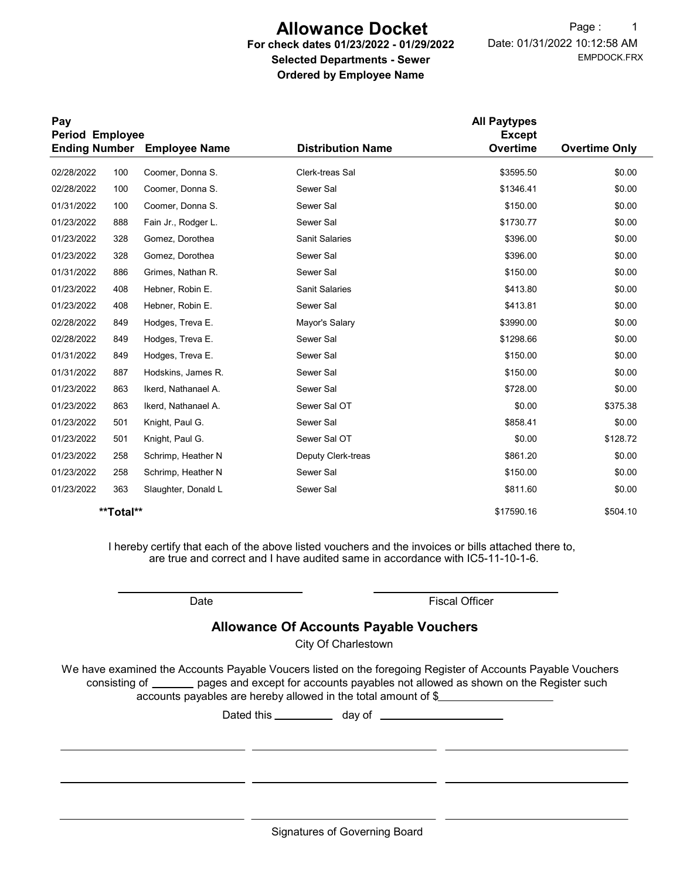# Allowance Docket

**For check dates 01/23/2022 - 01/29/2022**

**Selected Departments - Sewer**

**Ordered by Employee Name**

Page : 1

Date: 01/31/2022 10:12:58 AM

EMPDOCK.FRX

| Pay Period Ending | Employee Number | Employee Name | Distribution Name | All Paytypes Except Overtime | Overtime Only |
|---|---|---|---|---|---|
| 02/28/2022 | 100 | Coomer, Donna S. | Clerk-treas Sal | $3595.50 | $0.00 |
| 02/28/2022 | 100 | Coomer, Donna S. | Sewer Sal | $1346.41 | $0.00 |
| 01/31/2022 | 100 | Coomer, Donna S. | Sewer Sal | $150.00 | $0.00 |
| 01/23/2022 | 888 | Fain Jr., Rodger L. | Sewer Sal | $1730.77 | $0.00 |
| 01/23/2022 | 328 | Gomez, Dorothea | Sanit Salaries | $396.00 | $0.00 |
| 01/23/2022 | 328 | Gomez, Dorothea | Sewer Sal | $396.00 | $0.00 |
| 01/31/2022 | 886 | Grimes, Nathan R. | Sewer Sal | $150.00 | $0.00 |
| 01/23/2022 | 408 | Hebner, Robin E. | Sanit Salaries | $413.80 | $0.00 |
| 01/23/2022 | 408 | Hebner, Robin E. | Sewer Sal | $413.81 | $0.00 |
| 02/28/2022 | 849 | Hodges, Treva E. | Mayor's Salary | $3990.00 | $0.00 |
| 02/28/2022 | 849 | Hodges, Treva E. | Sewer Sal | $1298.66 | $0.00 |
| 01/31/2022 | 849 | Hodges, Treva E. | Sewer Sal | $150.00 | $0.00 |
| 01/31/2022 | 887 | Hodskins, James R. | Sewer Sal | $150.00 | $0.00 |
| 01/23/2022 | 863 | Ikerd, Nathanael A. | Sewer Sal | $728.00 | $0.00 |
| 01/23/2022 | 863 | Ikerd, Nathanael A. | Sewer Sal OT | $0.00 | $375.38 |
| 01/23/2022 | 501 | Knight, Paul G. | Sewer Sal | $858.41 | $0.00 |
| 01/23/2022 | 501 | Knight, Paul G. | Sewer Sal OT | $0.00 | $128.72 |
| 01/23/2022 | 258 | Schrimp, Heather N | Deputy Clerk-treas | $861.20 | $0.00 |
| 01/23/2022 | 258 | Schrimp, Heather N | Sewer Sal | $150.00 | $0.00 |
| 01/23/2022 | 363 | Slaughter, Donald L | Sewer Sal | $811.60 | $0.00 |
| **Total** | | | | $17590.16 | $504.10 |

I hereby certify that each of the above listed vouchers and the invoices or bills attached there to, are true and correct and I have audited same in accordance with IC5-11-10-1-6.

\_\_\_\_\_\_\_\_\_\_\_\_\_\_\_\_\_\_\_\_ Date

\_\_\_\_\_\_\_\_\_\_\_\_\_\_\_\_\_\_\_\_ Fiscal Officer

## Allowance Of Accounts Payable Vouchers

City Of Charlestown

We have examined the Accounts Payable Voucers listed on the foregoing Register of Accounts Payable Vouchers consisting of \_\_\_\_\_\_\_ pages and except for accounts payables not allowed as shown on the Register such accounts payables are hereby allowed in the total amount of $\_\_\_\_\_\_\_\_\_\_\_\_\_\_\_\_\_\_

Dated this \_\_\_\_\_\_\_\_\_\_ day of \_\_\_\_\_\_\_\_\_\_\_\_\_\_\_\_\_\_\_\_

Signatures of Governing Board